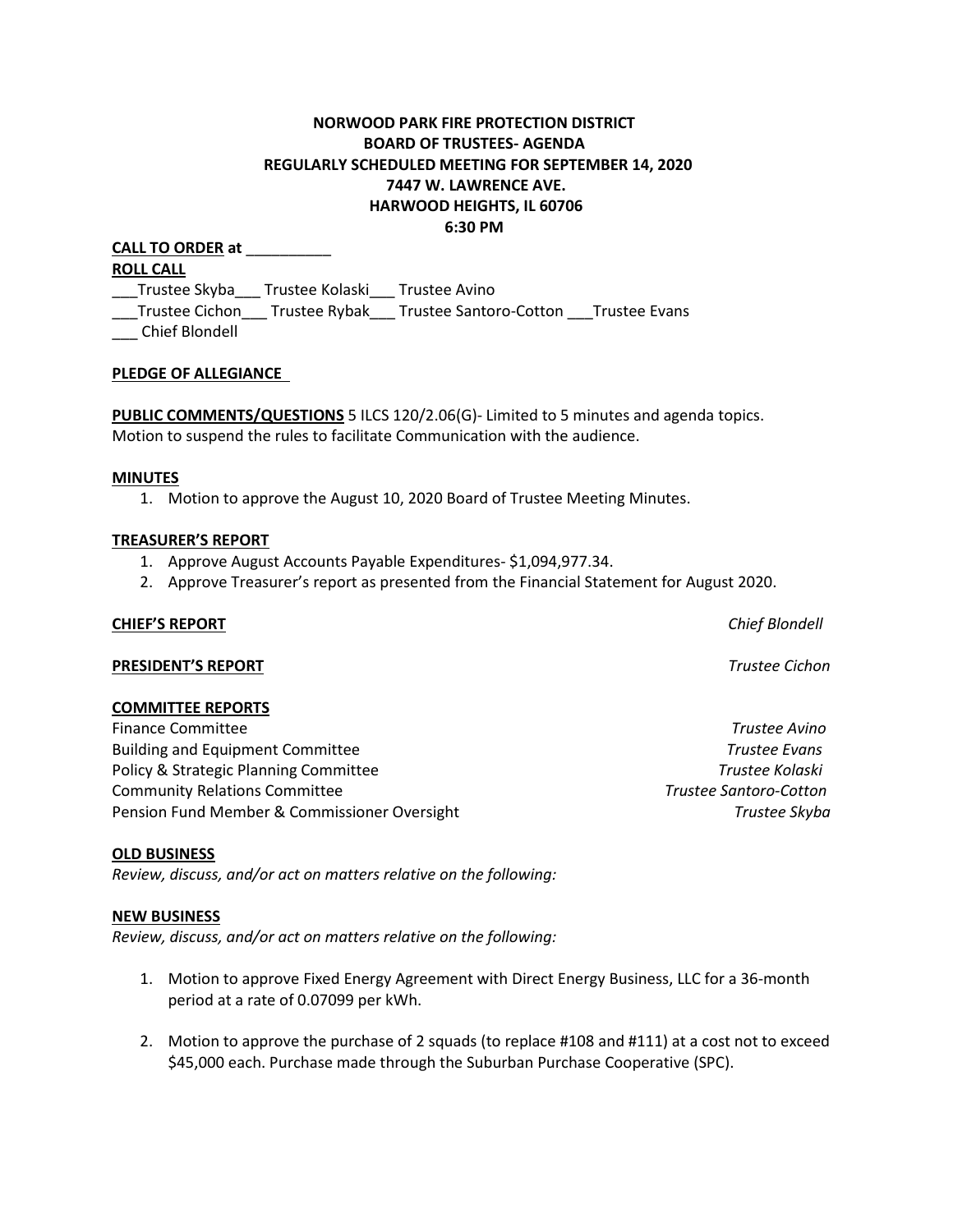**NORWOOD PARK FIRE PROTECTION DISTRICT**
**BOARD OF TRUSTEES- AGENDA**
**REGULARLY SCHEDULED MEETING FOR SEPTEMBER 14, 2020**
**7447 W. LAWRENCE AVE.**
**HARWOOD HEIGHTS, IL 60706**
**6:30 PM**

**CALL TO ORDER at** __________

**ROLL CALL**

___Trustee Skyba___ Trustee Kolaski___ Trustee Avino
___Trustee Cichon___ Trustee Rybak___ Trustee Santoro-Cotton ___Trustee Evans
___ Chief Blondell

**PLEDGE OF ALLEGIANCE**

**PUBLIC COMMENTS/QUESTIONS** 5 ILCS 120/2.06(G)- Limited to 5 minutes and agenda topics.
Motion to suspend the rules to facilitate Communication with the audience.

**MINUTES**

1. Motion to approve the August 10, 2020 Board of Trustee Meeting Minutes.

**TREASURER'S REPORT**

1. Approve August Accounts Payable Expenditures- $1,094,977.34.
2. Approve Treasurer's report as presented from the Financial Statement for August 2020.

**CHIEF'S REPORT** *Chief Blondell*

**PRESIDENT'S REPORT** *Trustee Cichon*

**COMMITTEE REPORTS**

Finance Committee *Trustee Avino*
Building and Equipment Committee *Trustee Evans*
Policy & Strategic Planning Committee *Trustee Kolaski*
Community Relations Committee *Trustee Santoro-Cotton*
Pension Fund Member & Commissioner Oversight *Trustee Skyba*

**OLD BUSINESS**

*Review, discuss, and/or act on matters relative on the following:*

**NEW BUSINESS**

*Review, discuss, and/or act on matters relative on the following:*

1. Motion to approve Fixed Energy Agreement with Direct Energy Business, LLC for a 36-month period at a rate of 0.07099 per kWh.

2. Motion to approve the purchase of 2 squads (to replace #108 and #111) at a cost not to exceed $45,000 each. Purchase made through the Suburban Purchase Cooperative (SPC).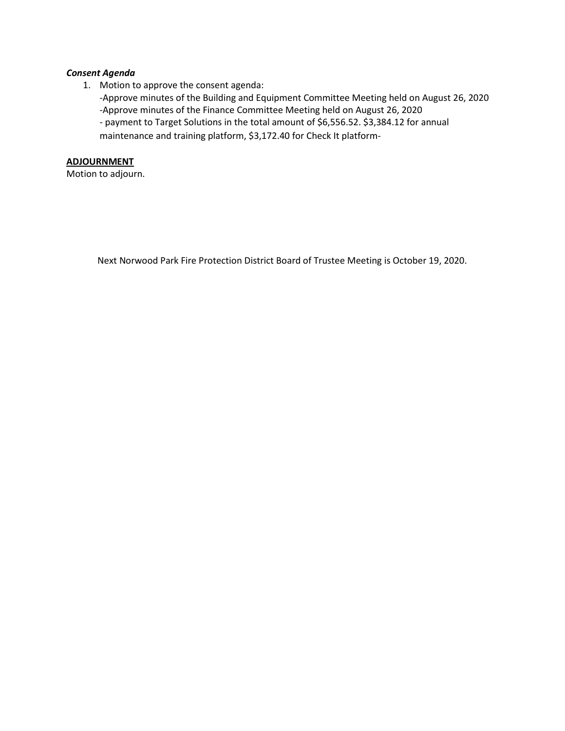***Consent Agenda***

1. Motion to approve the consent agenda:
   -Approve minutes of the Building and Equipment Committee Meeting held on August 26, 2020
   -Approve minutes of the Finance Committee Meeting held on August 26, 2020
   - payment to Target Solutions in the total amount of $6,556.52. $3,384.12 for annual maintenance and training platform, $3,172.40 for Check It platform-

<u>**ADJOURNMENT**</u>

Motion to adjourn.

Next Norwood Park Fire Protection District Board of Trustee Meeting is October 19, 2020.